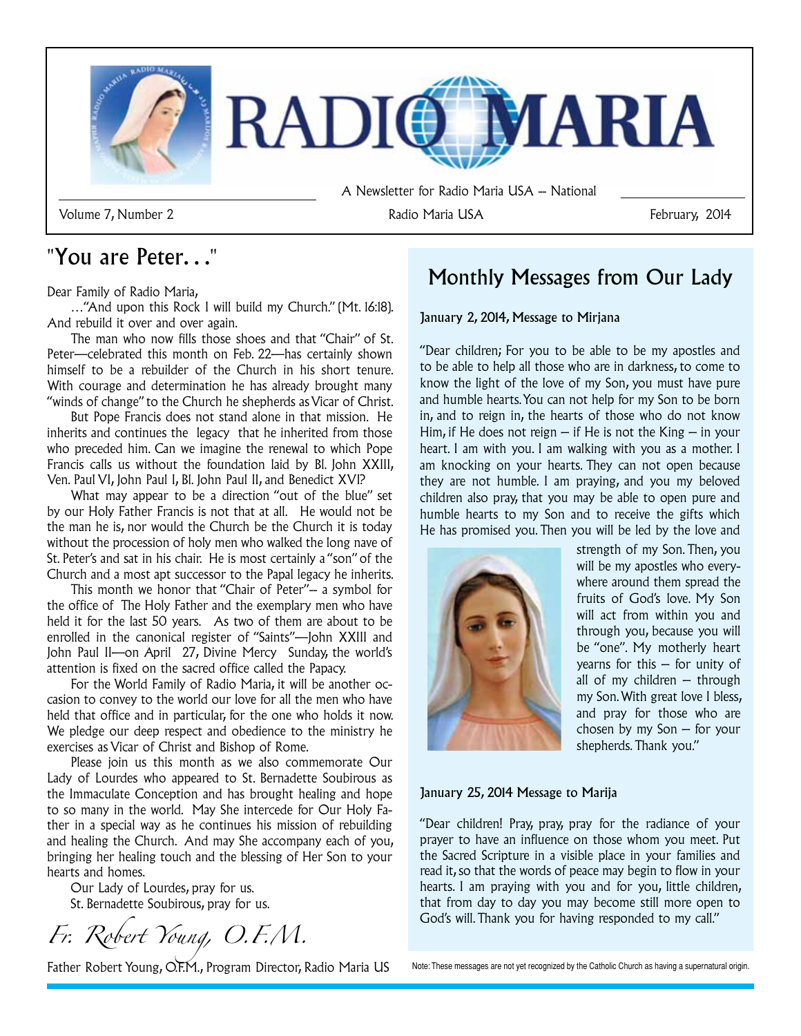# RADIO MARIA

A Newsletter for Radio Maria USA – National

Volume 7, Number 2 | Radio Maria USA | February, 2014

## "You are Peter. . ."

Dear Family of Radio Maria,

…"And upon this Rock I will build my Church." (Mt. 16:18). And rebuild it over and over again.

The man who now fills those shoes and that "Chair" of St. Peter—celebrated this month on Feb. 22—has certainly shown himself to be a rebuilder of the Church in his short tenure. With courage and determination he has already brought many "winds of change" to the Church he shepherds as Vicar of Christ.

But Pope Francis does not stand alone in that mission. He inherits and continues the legacy that he inherited from those who preceded him. Can we imagine the renewal to which Pope Francis calls us without the foundation laid by Bl. John XXIII, Ven. Paul VI, John Paul I, Bl. John Paul II, and Benedict XVI?

What may appear to be a direction "out of the blue" set by our Holy Father Francis is not that at all. He would not be the man he is, nor would the Church be the Church it is today without the procession of holy men who walked the long nave of St. Peter's and sat in his chair. He is most certainly a "son" of the Church and a most apt successor to the Papal legacy he inherits.

This month we honor that "Chair of Peter"-- a symbol for the office of The Holy Father and the exemplary men who have held it for the last 50 years. As two of them are about to be enrolled in the canonical register of "Saints"—John XXIII and John Paul II—on April 27, Divine Mercy Sunday, the world's attention is fixed on the sacred office called the Papacy.

For the World Family of Radio Maria, it will be another occasion to convey to the world our love for all the men who have held that office and in particular, for the one who holds it now. We pledge our deep respect and obedience to the ministry he exercises as Vicar of Christ and Bishop of Rome.

Please join us this month as we also commemorate Our Lady of Lourdes who appeared to St. Bernadette Soubirous as the Immaculate Conception and has brought healing and hope to so many in the world. May She intercede for Our Holy Father in a special way as he continues his mission of rebuilding and healing the Church. And may She accompany each of you, bringing her healing touch and the blessing of Her Son to your hearts and homes.

Our Lady of Lourdes, pray for us.
St. Bernadette Soubirous, pray for us.

*Fr. Robert Young, O.F.M.*

Father Robert Young, O.F.M., Program Director, Radio Maria US

## Monthly Messages from Our Lady

### January 2, 2014, Message to Mirjana

"Dear children; For you to be able to be my apostles and to be able to help all those who are in darkness, to come to know the light of the love of my Son, you must have pure and humble hearts. You can not help for my Son to be born in, and to reign in, the hearts of those who do not know Him, if He does not reign – if He is not the King – in your heart. I am with you. I am walking with you as a mother. I am knocking on your hearts. They can not open because they are not humble. I am praying, and you my beloved children also pray, that you may be able to open pure and humble hearts to my Son and to receive the gifts which He has promised you. Then you will be led by the love and strength of my Son. Then, you will be my apostles who everywhere around them spread the fruits of God's love. My Son will act from within you and through you, because you will be "one". My motherly heart yearns for this – for unity of all of my children – through my Son. With great love I bless, and pray for those who are chosen by my Son – for your shepherds. Thank you."

### January 25, 2014 Message to Marija

"Dear children! Pray, pray, pray for the radiance of your prayer to have an influence on those whom you meet. Put the Sacred Scripture in a visible place in your families and read it, so that the words of peace may begin to flow in your hearts. I am praying with you and for you, little children, that from day to day you may become still more open to God's will. Thank you for having responded to my call."

Note: These messages are not yet recognized by the Catholic Church as having a supernatural origin.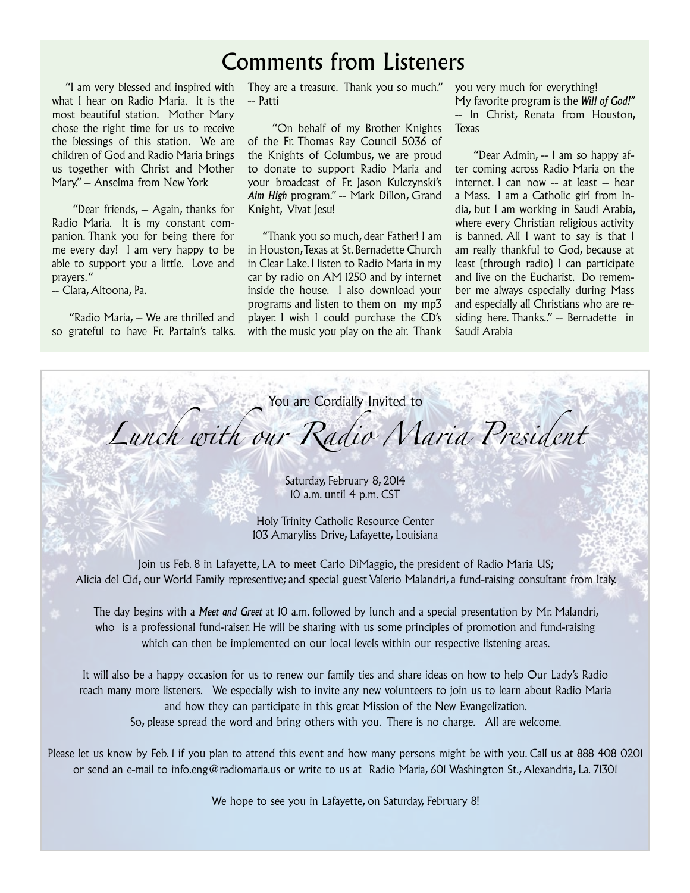# Comments from Listeners

"I am very blessed and inspired with what I hear on Radio Maria. It is the most beautiful station. Mother Mary chose the right time for us to receive the blessings of this station. We are children of God and Radio Maria brings us together with Christ and Mother Mary." -- Anselma from New York

"Dear friends, -- Again, thanks for Radio Maria. It is my constant companion. Thank you for being there for me every day! I am very happy to be able to support you a little. Love and prayers."
-- Clara, Altoona, Pa.

"Radio Maria, -- We are thrilled and so grateful to have Fr. Partain's talks. They are a treasure. Thank you so much." -- Patti

"On behalf of my Brother Knights of the Fr. Thomas Ray Council 5036 of the Knights of Columbus, we are proud to donate to support Radio Maria and your broadcast of Fr. Jason Kulczynski's ***Aim High*** program." -- Mark Dillon, Grand Knight, Vivat Jesu!

"Thank you so much, dear Father! I am in Houston, Texas at St. Bernadette Church in Clear Lake. I listen to Radio Maria in my car by radio on AM 1250 and by internet inside the house. I also download your programs and listen to them on my mp3 player. I wish I could purchase the CD's with the music you play on the air. Thank you very much for everything!
My favorite program is the ***Will of God!"***
-- In Christ, Renata from Houston, Texas

"Dear Admin, -- I am so happy after coming across Radio Maria on the internet. I can now -- at least -- hear a Mass. I am a Catholic girl from India, but I am working in Saudi Arabia, where every Christian religious activity is banned. All I want to say is that I am really thankful to God, because at least (through radio) I can participate and live on the Eucharist. Do remember me always especially during Mass and especially all Christians who are residing here. Thanks.." -- Bernadette in Saudi Arabia

You are Cordially Invited to

# *Lunch with our Radio Maria President*

Saturday, February 8, 2014
10 a.m. until 4 p.m. CST

Holy Trinity Catholic Resource Center
103 Amaryliss Drive, Lafayette, Louisiana

Join us Feb. 8 in Lafayette, LA to meet Carlo DiMaggio, the president of Radio Maria US; Alicia del Cid, our World Family represenitve; and special guest Valerio Malandri, a fund-raising consultant from Italy.

The day begins with a ***Meet and Greet*** at 10 a.m. followed by lunch and a special presentation by Mr. Malandri, who is a professional fund-raiser. He will be sharing with us some principles of promotion and fund-raising which can then be implemented on our local levels within our respective listening areas.

It will also be a happy occasion for us to renew our family ties and share ideas on how to help Our Lady's Radio reach many more listeners. We especially wish to invite any new volunteers to join us to learn about Radio Maria and how they can participate in this great Mission of the New Evangelization.
So, please spread the word and bring others with you. There is no charge. All are welcome.

Please let us know by Feb. 1 if you plan to attend this event and how many persons might be with you. Call us at 888 408 0201 or send an e-mail to info.eng@radiomaria.us or write to us at Radio Maria, 601 Washington St., Alexandria, La. 71301

We hope to see you in Lafayette, on Saturday, February 8!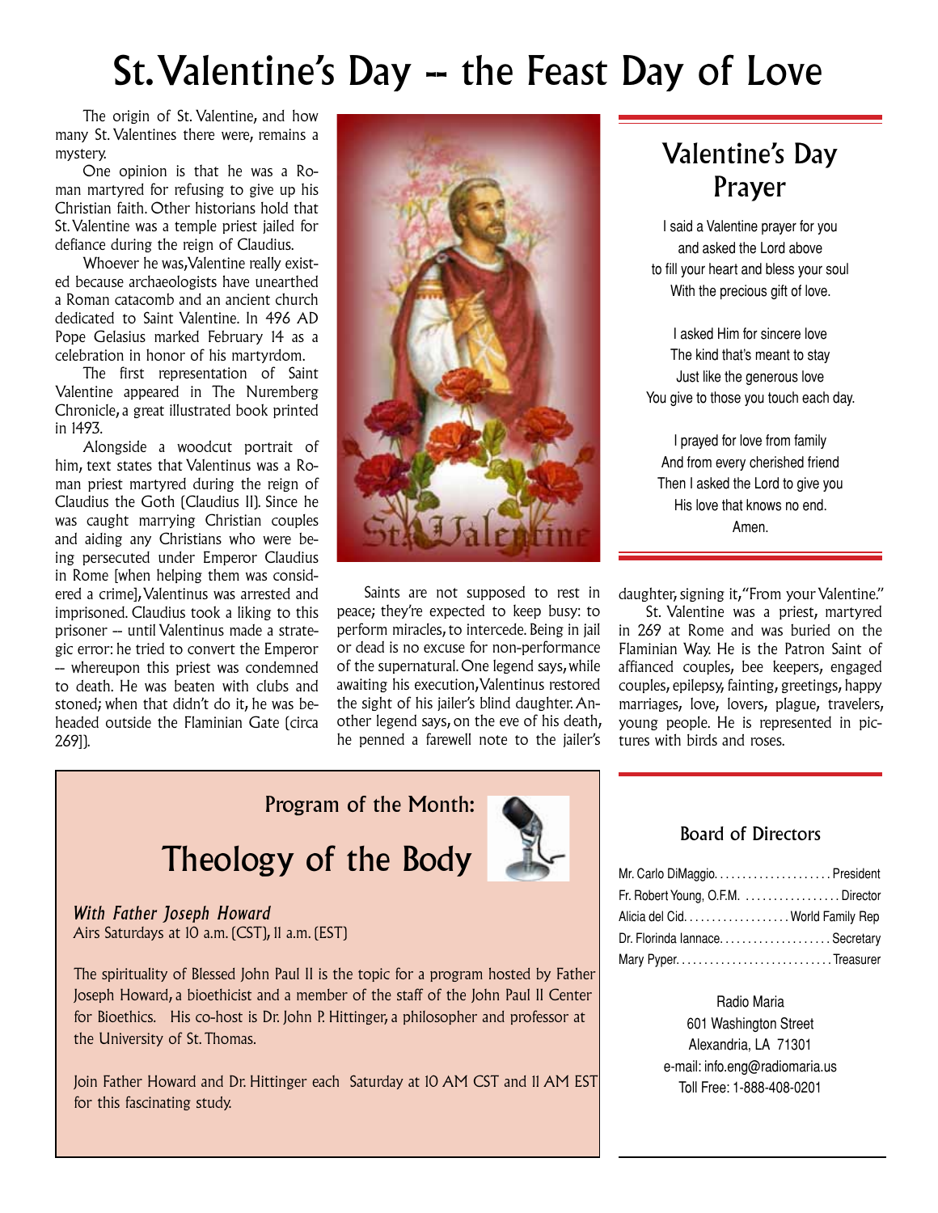# St. Valentine's Day -- the Feast Day of Love

The origin of St. Valentine, and how many St. Valentines there were, remains a mystery.

One opinion is that he was a Roman martyred for refusing to give up his Christian faith. Other historians hold that St. Valentine was a temple priest jailed for defiance during the reign of Claudius.

Whoever he was, Valentine really existed because archaeologists have unearthed a Roman catacomb and an ancient church dedicated to Saint Valentine. In 496 AD Pope Gelasius marked February 14 as a celebration in honor of his martyrdom.

The first representation of Saint Valentine appeared in The Nuremberg Chronicle, a great illustrated book printed in 1493.

Alongside a woodcut portrait of him, text states that Valentinus was a Roman priest martyred during the reign of Claudius the Goth (Claudius II). Since he was caught marrying Christian couples and aiding any Christians who were being persecuted under Emperor Claudius in Rome [when helping them was considered a crime], Valentinus was arrested and imprisoned. Claudius took a liking to this prisoner -- until Valentinus made a strategic error: he tried to convert the Emperor -- whereupon this priest was condemned to death. He was beaten with clubs and stoned; when that didn't do it, he was beheaded outside the Flaminian Gate (circa 269]).

Saints are not supposed to rest in peace; they're expected to keep busy: to perform miracles, to intercede. Being in jail or dead is no excuse for non-performance of the supernatural. One legend says, while awaiting his execution, Valentinus restored the sight of his jailer's blind daughter. Another legend says, on the eve of his death, he penned a farewell note to the jailer's daughter, signing it, "From your Valentine."

St. Valentine was a priest, martyred in 269 at Rome and was buried on the Flaminian Way. He is the Patron Saint of affianced couples, bee keepers, engaged couples, epilepsy, fainting, greetings, happy marriages, love, lovers, plague, travelers, young people. He is represented in pictures with birds and roses.

## Valentine's Day Prayer

I said a Valentine prayer for you  
and asked the Lord above  
to fill your heart and bless your soul  
With the precious gift of love.

I asked Him for sincere love  
The kind that's meant to stay  
Just like the generous love  
You give to those you touch each day.

I prayed for love from family  
And from every cherished friend  
Then I asked the Lord to give you  
His love that knows no end.  
Amen.

## Program of the Month:

# Theology of the Body

*With Father Joseph Howard*  
Airs Saturdays at 10 a.m. (CST), 11 a.m. (EST)

The spirituality of Blessed John Paul II is the topic for a program hosted by Father Joseph Howard, a bioethicist and a member of the staff of the John Paul II Center for Bioethics. His co-host is Dr. John P. Hittinger, a philosopher and professor at the University of St. Thomas.

Join Father Howard and Dr. Hittinger each Saturday at 10 AM CST and 11 AM EST for this fascinating study.

### Board of Directors

Mr. Carlo DiMaggio.................... President  
Fr. Robert Young, O.F.M. ................. Director  
Alicia del Cid................... World Family Rep  
Dr. Florinda Iannace.................... Secretary  
Mary Pyper............................ Treasurer

Radio Maria  
601 Washington Street  
Alexandria, LA 71301  
e-mail: info.eng@radiomaria.us  
Toll Free: 1-888-408-0201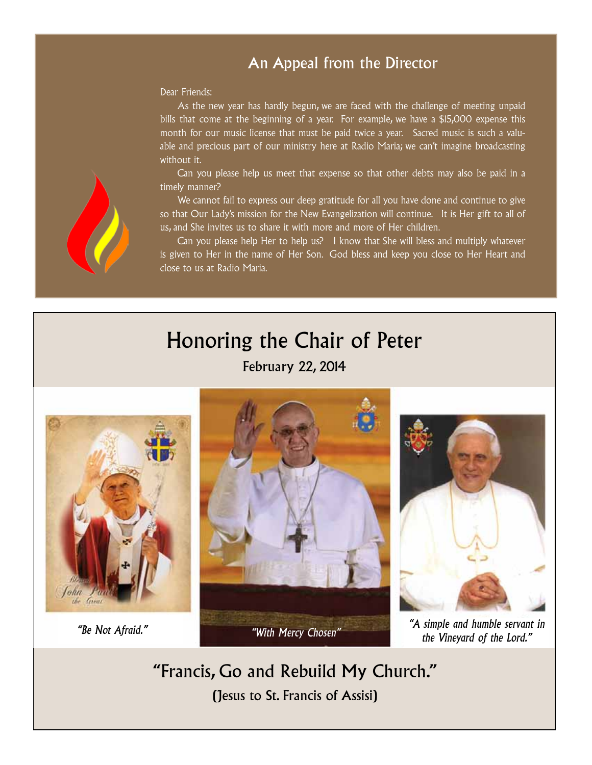## An Appeal from the Director

Dear Friends:

As the new year has hardly begun, we are faced with the challenge of meeting unpaid bills that come at the beginning of a year. For example, we have a $15,000 expense this month for our music license that must be paid twice a year. Sacred music is such a valuable and precious part of our ministry here at Radio Maria; we can't imagine broadcasting without it.

Can you please help us meet that expense so that other debts may also be paid in a timely manner?

We cannot fail to express our deep gratitude for all you have done and continue to give so that Our Lady's mission for the New Evangelization will continue. It is Her gift to all of us, and She invites us to share it with more and more of Her children.

Can you please help Her to help us? I know that She will bless and multiply whatever is given to Her in the name of Her Son. God bless and keep you close to Her Heart and close to us at Radio Maria.

# Honoring the Chair of Peter

February 22, 2014

*"Be Not Afraid."*

*"With Mercy Chosen"*

*"A simple and humble servant in the Vineyard of the Lord."*

## "Francis, Go and Rebuild My Church."

(Jesus to St. Francis of Assisi)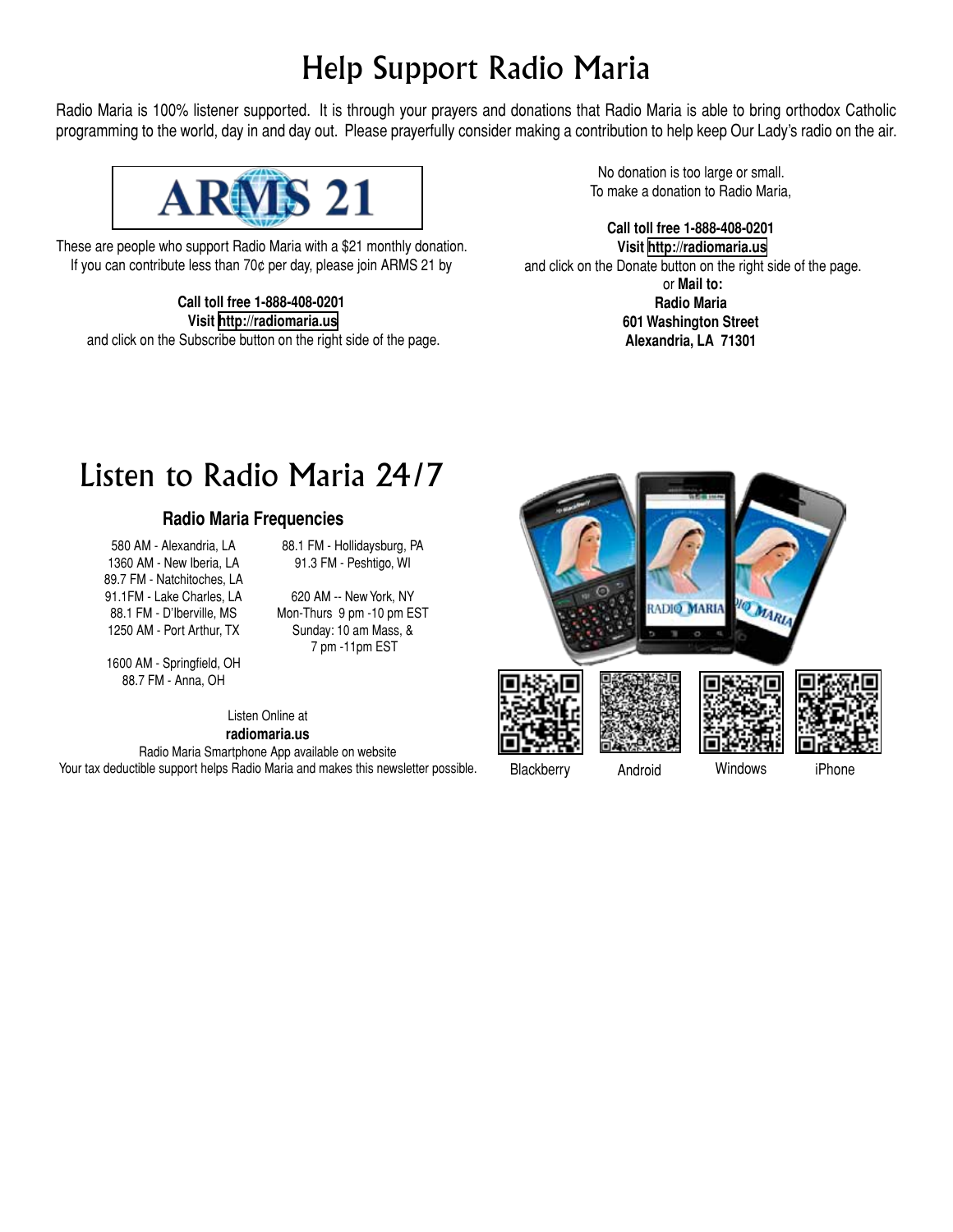# Help Support Radio Maria

Radio Maria is 100% listener supported. It is through your prayers and donations that Radio Maria is able to bring orthodox Catholic programming to the world, day in and day out. Please prayerfully consider making a contribution to help keep Our Lady's radio on the air.

ARMS 21

These are people who support Radio Maria with a $21 monthly donation. If you can contribute less than 70¢ per day, please join ARMS 21 by

**Call toll free 1-888-408-0201**
**Visit http://radiomaria.us**
and click on the Subscribe button on the right side of the page.

No donation is too large or small.
To make a donation to Radio Maria,

**Call toll free 1-888-408-0201**
**Visit http://radiomaria.us**
and click on the Donate button on the right side of the page.
or **Mail to:**
**Radio Maria**
**601 Washington Street**
**Alexandria, LA 71301**

# Listen to Radio Maria 24/7

### Radio Maria Frequencies

580 AM - Alexandria, LA
1360 AM - New Iberia, LA
89.7 FM - Natchitoches, LA
91.1FM - Lake Charles, LA
88.1 FM - D'Iberville, MS
1250 AM - Port Arthur, TX

1600 AM - Springfield, OH
88.7 FM - Anna, OH

88.1 FM - Hollidaysburg, PA
91.3 FM - Peshtigo, WI

620 AM -- New York, NY
Mon-Thurs 9 pm -10 pm EST
Sunday: 10 am Mass, &
7 pm -11pm EST

Listen Online at
**radiomaria.us**
Radio Maria Smartphone App available on website
Your tax deductible support helps Radio Maria and makes this newsletter possible.

Blackberry Android Windows iPhone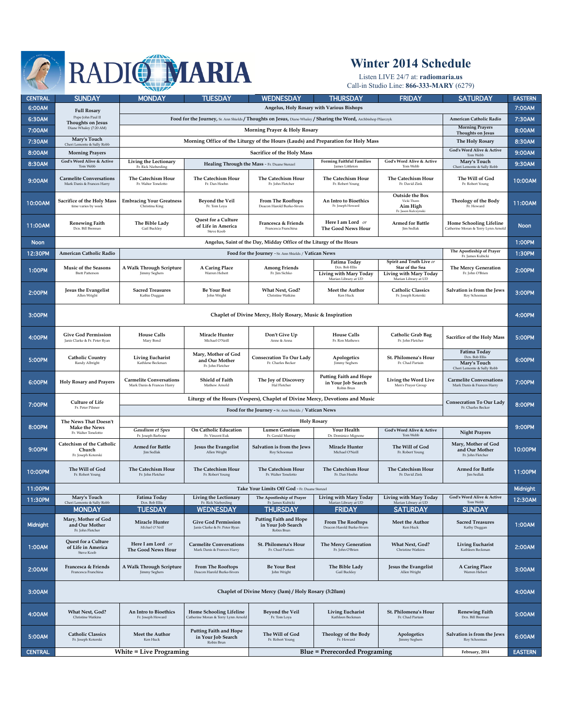# RADIO MARIA

## Winter 2014 Schedule

Listen LIVE 24/7 at: **radiomaria.us**
Call-in Studio Line: **866-333-MARY** (6279)

| CENTRAL | SUNDAY | MONDAY | TUESDAY | WEDNESDAY | THURSDAY | FRIDAY | SATURDAY | EASTERN |
|---|---|---|---|---|---|---|---|---|
| 6:00AM | **Full Rosary** Pope John Paul II | Angelus, Holy Rosary with Various Bishops | | | | | | 7:00AM |
| 6:30AM | **Thoughts on Jesus** Diane Whaley (7:20 AM) | **Food for the Journey**, Sr. Ann Shields / **Thoughts on Jesus**, Diane Whaley / **Sharing the Word**, Archbishop Pilarczyk | | | | | American Catholic Radio | 7:30AM |
| 7:00AM | | Morning Prayer & Holy Rosary | | | | | Morning Prayers / Thoughts on Jesus | 8:00AM |
| 7:30AM | **Mary's Touch** Cheri Lemonte & Sally Robb | Morning Office of the Liturgy of the Hours (Lauds) and Preparation for Holy Mass | | | | | The Holy Rosary | 8:30AM |
| 8:00AM | Morning Prayers | Sacrifice of the Holy Mass | | | | | **God's Word Alive & Active** Tom Webb | 9:00AM |
| 8:30AM | **God's Word Alive & Active** Tom Webb | **Living the Lectionary** Fr. Rick Nieberding | **Healing Through the Mass** - Fr. Duane Stenzel | | **Forming Faithful Families** James Littleton | **God's Word Alive & Active** Tom Webb | **Mary's Touch** Cheri Lemonte & Sally Robb | 9:30AM |
| 9:00AM | **Carmelite Conversations** Mark Danis & Frances Harry | **The Catechism Hour** Fr. Walter Tonelotto | **The Catechism Hour** Fr. Dan Hoehn | **The Catechism Hour** Fr. John Fletcher | **The Catechism Hour** Fr. Robert Young | **The Catechism Hour** Fr. David Zink | **The Will of God** Fr. Robert Young | 10:00AM |
| 10:00AM | **Sacrifice of the Holy Mass** time varies by week | **Embracing Your Greatness** Christina King | **Beyond the Veil** Fr. Tom Loya | **From The Rooftops** Deacon Harold Burke-Sivers | **An Intro to Bioethics** Fr. Joseph Howard | **Outside the Box** Vicki Thorn / **Aim High** Fr. Jason Kulczynski | **Theology of the Body** Fr. Howard | 11:00AM |
| 11:00AM | **Renewing Faith** Dcn. Bill Brennan | **The Bible Lady** Gail Buckley | **Quest for a Culture of Life in America** Steve Koob | **Francesca & Friends** Francesca Franchina | **Here I am Lord** *or* **The Good News Hour** | **Armed for Battle** Jim Sedlak | **Home Schooling Lifeline** Catherine Moran & Terry Lynn Arnold | Noon |
| Noon | Angelus, Saint of the Day, Midday Office of the Liturgy of the Hours | | | | | | | 1:00PM |
| 12:30PM | American Catholic Radio | **Food for the Journey** - Sr. Ann Shields / **Vatican News** | | | | | **The Apostleship of Prayer** Fr. James Kubicki | 1:30PM |
| 1:00PM | **Music of the Seasons** Brett Patterson | **A Walk Through Scripture** Jimmy Seghers | **A Caring Place** Warren Hebert | **Among Friends** Fr. Jim Sichko | **Fatima Today** Dcn. Bob Ellis / **Living with Mary Today** Marian Library at UD | **Spirit and Truth Live** *or* **Star of the Sea** / **Living with Mary Today** Marian Library at UD | **The Mercy Generation** Fr. John O'Brien | 2:00PM |
| 2:00PM | **Jesus the Evangelist** Allen Wright | **Sacred Treasures** Kathie Duggan | **Be Your Best** John Wright | **What Next, God?** Christine Watkins | **Meet the Author** Ken Huck | **Catholic Classics** Fr. Joseph Koterski | **Salvation is from the Jews** Roy Schoeman | 3:00PM |
| 3:00PM | Chaplet of Divine Mercy, Holy Rosary, Music & Inspiration | | | | | | | 4:00PM |
| 4:00PM | **Give God Permission** Janis Clarke & Fr. Peter Ryan | **House Calls** Mary Bond | **Miracle Hunter** Michael O'Neill | **Don't Give Up** Anne & Anna | **House Calls** Fr. Ron Mathews | **Catholic Grab Bag** Fr. John Fletcher | **Sacrifice of the Holy Mass** | 5:00PM |
| 5:00PM | **Catholic Country** Randy Albright | **Living Eucharist** Kathlene Beckman | **Mary, Mother of God and Our Mother** Fr. John Fletcher | **Consecration To Our Lady** Fr. Charles Becker | **Apologetics** Jimmy Seghers | **St. Philomena's Hour** Fr. Chad Partain | **Fatima Today** Dcn. Bob Ellis / **Mary's Touch** Cheri Lemonte & Sally Robb | 6:00PM |
| 6:00PM | **Holy Rosary and Prayers** | **Carmelite Conversations** Mark Danis & Frances Harry | **Shield of Faith** Mathew Arnold | **The Joy of Discovery** Hal Fletcher | **Putting Faith and Hope in Your Job Search** Robin Brun | **Living the Word Live** Men's Prayer Group | **Carmelite Conversations** Mark Danis & Frances Harry | 7:00PM |
| 7:00PM | **Culture of Life** Fr. Peter Pilsner | Liturgy of the Hours (Vespers), Chaplet of Divine Mercy, Devotions and Music / **Food for the Journey** - Sr. Ann Shields / **Vatican News** | | | | | **Consecration To Our Lady** Fr. Charles Becker | 8:00PM |
| 8:00PM | **The News That Doesn't Make the News** Fr. Walter Tonelotto | Holy Rosary / ***Gaudium et Spes*** Fr. Joseph Barbone | Holy Rosary / **On Catholic Education** Fr. Vincent Euk | Holy Rosary / **Lumen Gentium** Fr. Gerald Murray | Holy Rosary / **Your Health** Dr. Dominico Mignone | Holy Rosary / **God's Word Alive & Active** Tom Webb | **Night Prayers** | 9:00PM |
| 9:00PM | **Catechism of the Catholic Church** Fr. Joseph Koterski | **Armed for Battle** Jim Sedlak | **Jesus the Evangelist** Allen Wright | **Salvation is from the Jews** Roy Schoeman | **Miracle Hunter** Michael O'Neill | **The Will of God** Fr. Robert Young | **Mary, Mother of God and Our Mother** Fr. John Fletcher | 10:00PM |
| 10:00PM | **The Will of God** Fr. Robert Young | **The Catechism Hour** Fr. John Fletcher | **The Catechism Hour** Fr. Robert Young | **The Catechism Hour** Fr. Walter Tonelotto | **The Catechism Hour** Fr. Dan Hoehn | **The Catechism Hour** Fr. David Zink | **Armed for Battle** Jim Sedlak | 11:00PM |
| 11:00PM | **Take Your Limits Off God** - Fr. Duane Stenzel | | | | | | | Midnight |
| 11:30PM | **Mary's Touch** Cheri Lemonte & Sally Robb | **Fatima Today** Dcn. Bob Ellis | **Living the Lectionary** Fr. Rick Nieberding | **The Apostleship of Prayer** Fr. James Kubicki | **Living with Mary Today** Marian Library at UD | **Living with Mary Today** Marian Library at UD | **God's Word Alive & Active** Tom Webb | 12:30AM |
| | **MONDAY** | **TUESDAY** | **WEDNESDAY** | **THURSDAY** | **FRIDAY** | **SATURDAY** | **SUNDAY** | |
| Midnight | **Mary, Mother of God and Our Mother** Fr. John Fletcher | **Miracle Hunter** Michael O'Neill | **Give God Permission** Janis Clarke & Fr. Peter Ryan | **Putting Faith and Hope in Your Job Search** Robin Brun | **From The Rooftops** Deacon Harold Burke-Sivers | **Meet the Author** Ken Huck | **Sacred Treasures** Kathy Duggan | 1:00AM |
| 1:00AM | **Quest for a Culture of Life in America** Steve Koob | **Here I am Lord** *or* **The Good News Hour** | **Carmelite Conversations** Mark Danis & Frances Harry | **St. Philomena's Hour** Fr. Chad Partain | **The Mercy Generation** Fr. John O'Brien | **What Next, God?** Christine Watkins | **Living Eucharist** Kathleen Beckman | 2:00AM |
| 2:00AM | **Francesca & Friends** Francesca Franchina | **A Walk Through Scripture** Jimmy Seghers | **From The Rooftops** Deacon Harold Burke-Sivers | **Be Your Best** John Wright | **The Bible Lady** Gail Buckley | **Jesus the Evangelist** Allen Wright | **A Caring Place** Warren Hebert | 3:00AM |
| 3:00AM | Chaplet of Divine Mercy (3am) / Holy Rosary (3:20am) | | | | | | | 4:00AM |
| 4:00AM | **What Next, God?** Christine Watkins | **An Intro to Bioethics** Fr. Joseph Howard | **Home Schooling Lifeline** Catherine Moran & Terry Lynn Arnold | **Beyond the Veil** Fr. Tom Loya | **Living Eucharist** Kathleen Beckman | **St. Philomena's Hour** Fr. Chad Partain | **Renewing Faith** Dcn. Bill Brennan | 5:00AM |
| 5:00AM | **Catholic Classics** Fr. Joseph Koterski | **Meet the Author** Ken Huck | **Putting Faith and Hope in Your Job Search** Robin Brun | **The Will of God** Fr. Robert Young | **Theology of the Body** Fr. Howard | **Apologetics** Jimmy Seghers | **Salvation is from the Jews** Roy Schoeman | 6:00AM |
| CENTRAL | **White = Live Programing** | | | **Blue = Prerecorded Programing** | | | February, 2014 | EASTERN |